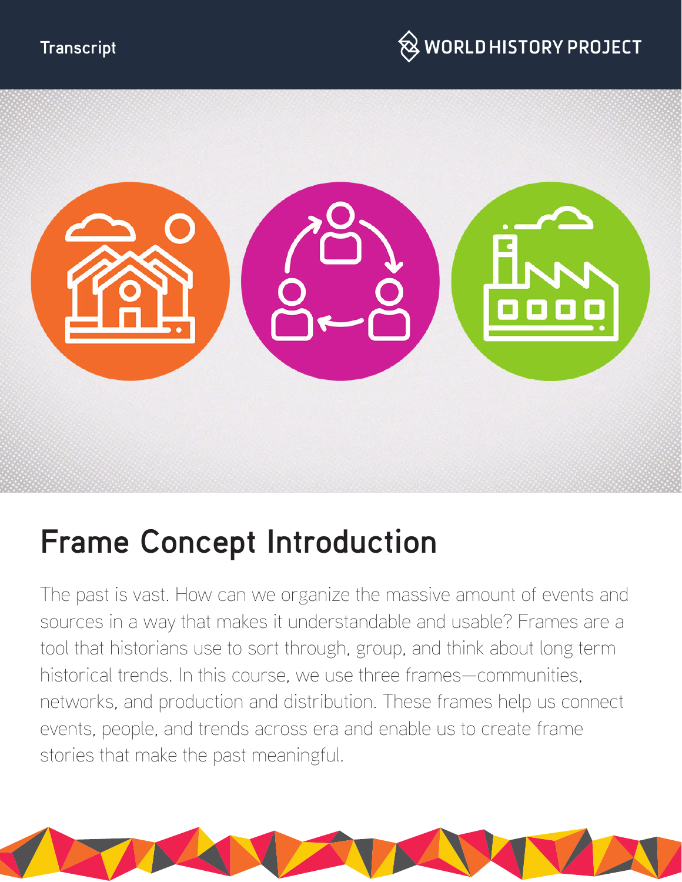Transcript

WORLD HISTORY PROJECT

# Frame Concept Introduction

The past is vast. How can we organize the massive amount of events and sources in a way that makes it understandable and usable? Frames are a tool that historians use to sort through, group, and think about long term historical trends. In this course, we use three frames—communities, networks, and production and distribution. These frames help us connect events, people, and trends across era and enable us to create frame stories that make the past meaningful.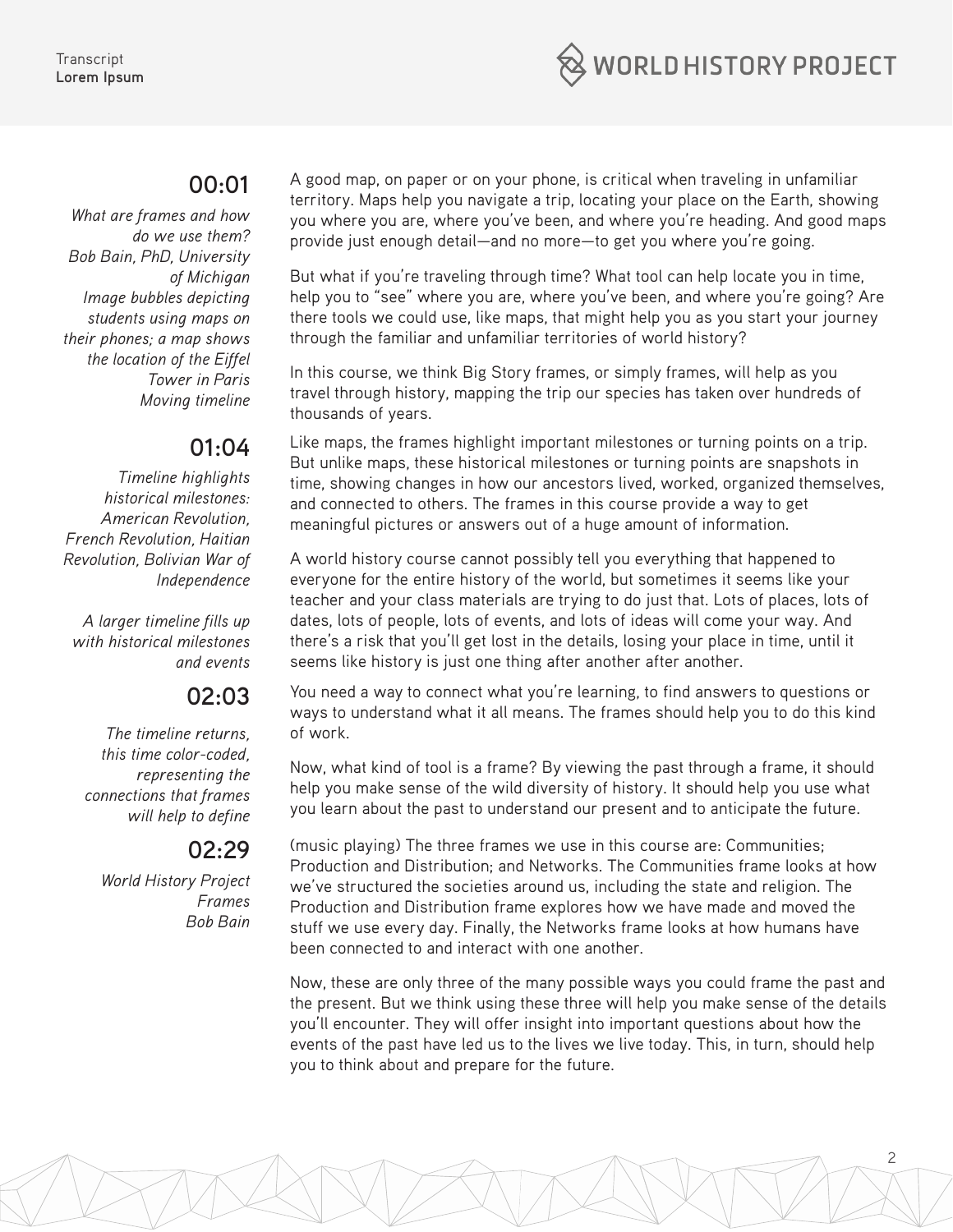**00:01**

*What are frames and how do we use them?*
*Bob Bain, PhD, University of Michigan*
*Image bubbles depicting students using maps on their phones; a map shows the location of the Eiffel Tower in Paris*
*Moving timeline*

A good map, on paper or on your phone, is critical when traveling in unfamiliar territory. Maps help you navigate a trip, locating your place on the Earth, showing you where you are, where you've been, and where you're heading. And good maps provide just enough detail—and no more—to get you where you're going.

But what if you're traveling through time? What tool can help locate you in time, help you to "see" where you are, where you've been, and where you're going? Are there tools we could use, like maps, that might help you as you start your journey through the familiar and unfamiliar territories of world history?

In this course, we think Big Story frames, or simply frames, will help as you travel through history, mapping the trip our species has taken over hundreds of thousands of years.

**01:04**

*Timeline highlights historical milestones: American Revolution, French Revolution, Haitian Revolution, Bolivian War of Independence*

*A larger timeline fills up with historical milestones and events*

Like maps, the frames highlight important milestones or turning points on a trip. But unlike maps, these historical milestones or turning points are snapshots in time, showing changes in how our ancestors lived, worked, organized themselves, and connected to others. The frames in this course provide a way to get meaningful pictures or answers out of a huge amount of information.

A world history course cannot possibly tell you everything that happened to everyone for the entire history of the world, but sometimes it seems like your teacher and your class materials are trying to do just that. Lots of places, lots of dates, lots of people, lots of events, and lots of ideas will come your way. And there's a risk that you'll get lost in the details, losing your place in time, until it seems like history is just one thing after another after another.

**02:03**

*The timeline returns, this time color-coded, representing the connections that frames will help to define*

You need a way to connect what you're learning, to find answers to questions or ways to understand what it all means. The frames should help you to do this kind of work.

Now, what kind of tool is a frame? By viewing the past through a frame, it should help you make sense of the wild diversity of history. It should help you use what you learn about the past to understand our present and to anticipate the future.

**02:29**

*World History Project Frames*
*Bob Bain*

(music playing) The three frames we use in this course are: Communities; Production and Distribution; and Networks. The Communities frame looks at how we've structured the societies around us, including the state and religion. The Production and Distribution frame explores how we have made and moved the stuff we use every day. Finally, the Networks frame looks at how humans have been connected to and interact with one another.

Now, these are only three of the many possible ways you could frame the past and the present. But we think using these three will help you make sense of the details you'll encounter. They will offer insight into important questions about how the events of the past have led us to the lives we live today. This, in turn, should help you to think about and prepare for the future.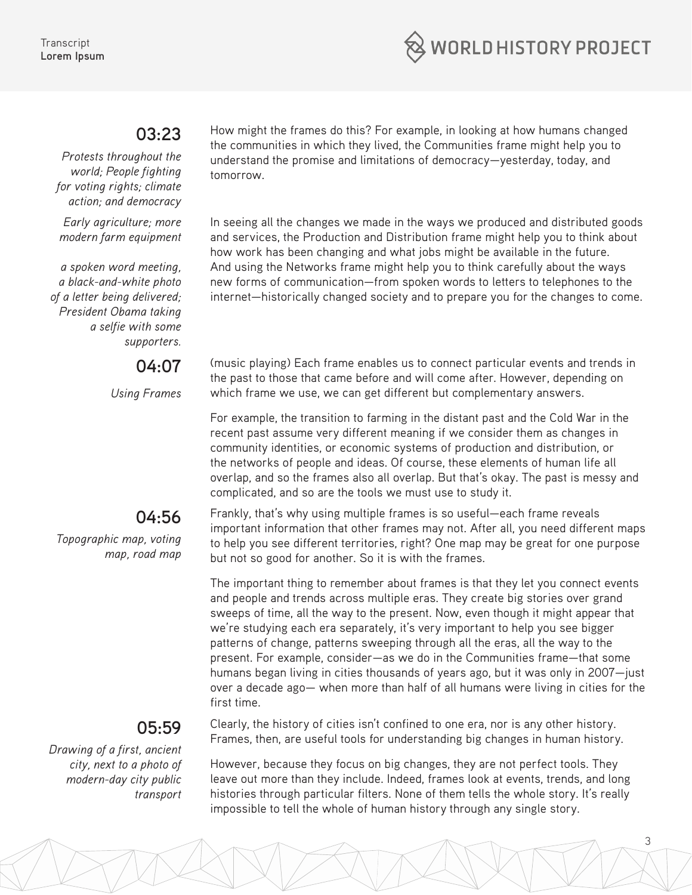## 03:23

*Protests throughout the world; People fighting for voting rights; climate action; and democracy*

How might the frames do this? For example, in looking at how humans changed the communities in which they lived, the Communities frame might help you to understand the promise and limitations of democracy—yesterday, today, and tomorrow.

*Early agriculture; more modern farm equipment*

*a spoken word meeting, a black-and-white photo of a letter being delivered; President Obama taking a selfie with some supporters.*

In seeing all the changes we made in the ways we produced and distributed goods and services, the Production and Distribution frame might help you to think about how work has been changing and what jobs might be available in the future. And using the Networks frame might help you to think carefully about the ways new forms of communication—from spoken words to letters to telephones to the internet—historically changed society and to prepare you for the changes to come.

## 04:07

*Using Frames*

(music playing) Each frame enables us to connect particular events and trends in the past to those that came before and will come after. However, depending on which frame we use, we can get different but complementary answers.

For example, the transition to farming in the distant past and the Cold War in the recent past assume very different meaning if we consider them as changes in community identities, or economic systems of production and distribution, or the networks of people and ideas. Of course, these elements of human life all overlap, and so the frames also all overlap. But that's okay. The past is messy and complicated, and so are the tools we must use to study it.

## 04:56

*Topographic map, voting map, road map*

Frankly, that's why using multiple frames is so useful—each frame reveals important information that other frames may not. After all, you need different maps to help you see different territories, right? One map may be great for one purpose but not so good for another. So it is with the frames.

The important thing to remember about frames is that they let you connect events and people and trends across multiple eras. They create big stories over grand sweeps of time, all the way to the present. Now, even though it might appear that we're studying each era separately, it's very important to help you see bigger patterns of change, patterns sweeping through all the eras, all the way to the present. For example, consider—as we do in the Communities frame—that some humans began living in cities thousands of years ago, but it was only in 2007—just over a decade ago— when more than half of all humans were living in cities for the first time.

## 05:59

*Drawing of a first, ancient city, next to a photo of modern-day city public transport*

Clearly, the history of cities isn't confined to one era, nor is any other history. Frames, then, are useful tools for understanding big changes in human history.

However, because they focus on big changes, they are not perfect tools. They leave out more than they include. Indeed, frames look at events, trends, and long histories through particular filters. None of them tells the whole story. It's really impossible to tell the whole of human history through any single story.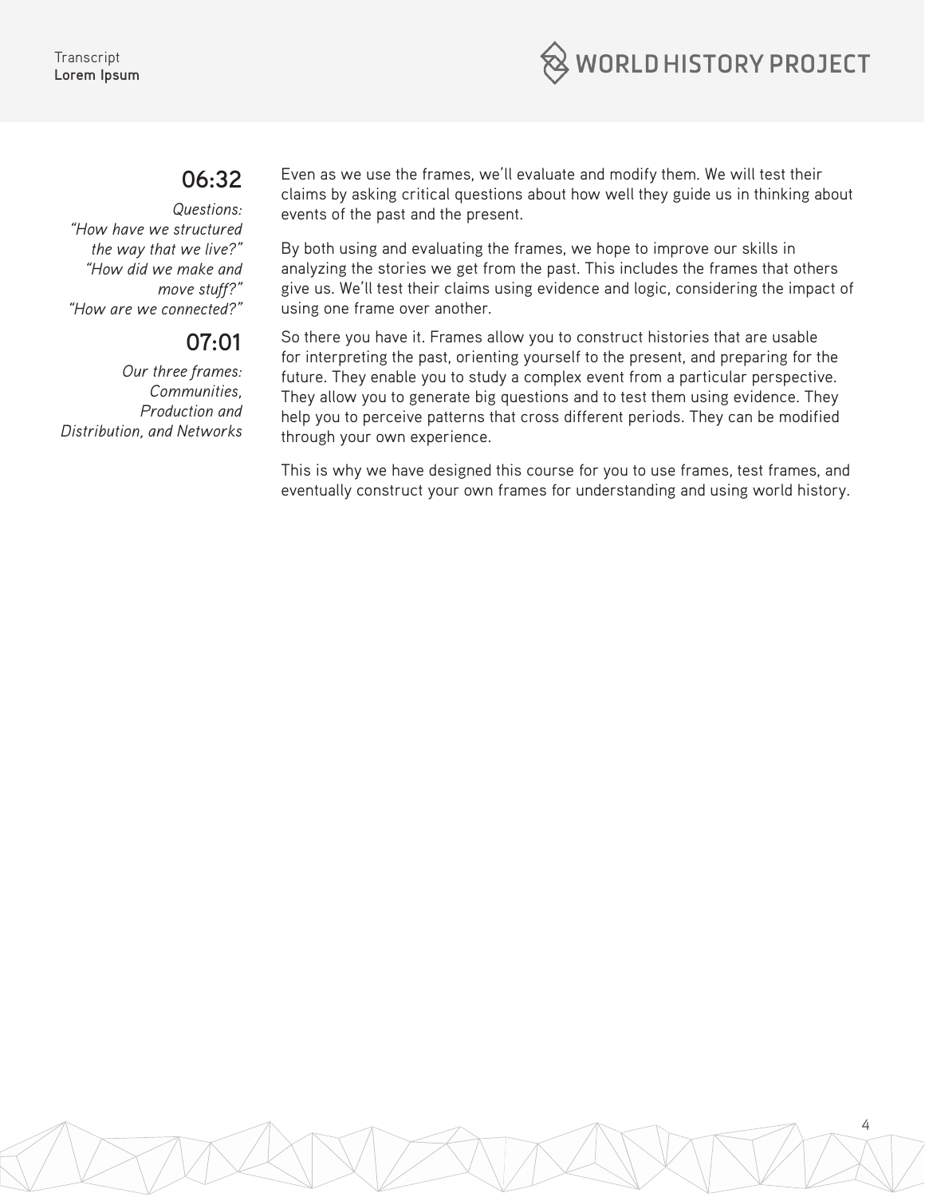**06:32**

*Questions: "How have we structured the way that we live?" "How did we make and move stuff?" "How are we connected?"*

Even as we use the frames, we'll evaluate and modify them. We will test their claims by asking critical questions about how well they guide us in thinking about events of the past and the present.

By both using and evaluating the frames, we hope to improve our skills in analyzing the stories we get from the past. This includes the frames that others give us. We'll test their claims using evidence and logic, considering the impact of using one frame over another.

**07:01**

*Our three frames: Communities, Production and Distribution, and Networks*

So there you have it. Frames allow you to construct histories that are usable for interpreting the past, orienting yourself to the present, and preparing for the future. They enable you to study a complex event from a particular perspective. They allow you to generate big questions and to test them using evidence. They help you to perceive patterns that cross different periods. They can be modified through your own experience.

This is why we have designed this course for you to use frames, test frames, and eventually construct your own frames for understanding and using world history.